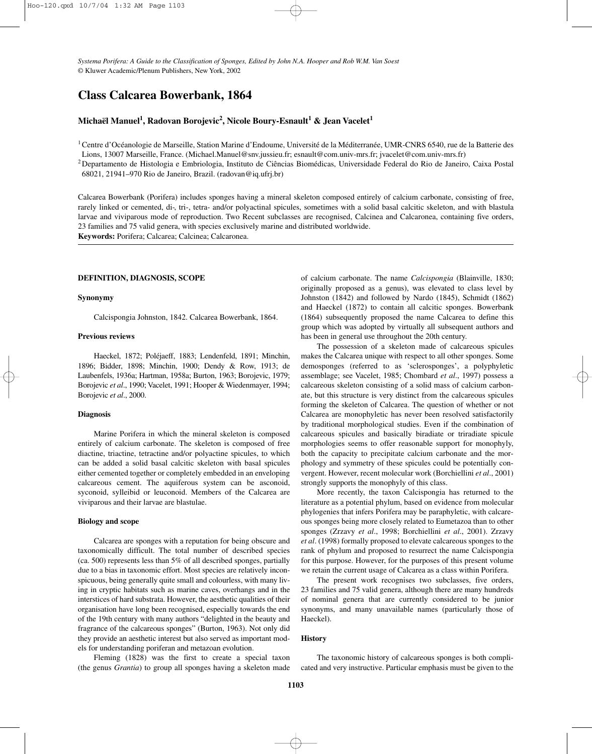*Systema Porifera: A Guide to the Classification of Sponges, Edited by John N.A. Hooper and Rob W.M. Van Soest*
© Kluwer Academic/Plenum Publishers, New York, 2002

# Class Calcarea Bowerbank, 1864

## Michaël Manuel[1], Radovan Borojevic[2], Nicole Boury-Esnault[1] & Jean Vacelet[1]

[1] Centre d'Océanologie de Marseille, Station Marine d'Endoume, Université de la Méditerranée, UMR-CNRS 6540, rue de la Batterie des Lions, 13007 Marseille, France. (Michael.Manuel@snv.jussieu.fr; esnault@com.univ-mrs.fr; jvacelet@com.univ-mrs.fr)

[2] Departamento de Histologia e Embriologia, Instituto de Ciências Biomédicas, Universidade Federal do Rio de Janeiro, Caixa Postal 68021, 21941–970 Rio de Janeiro, Brazil. (radovan@iq.ufrj.br)

Calcarea Bowerbank (Porifera) includes sponges having a mineral skeleton composed entirely of calcium carbonate, consisting of free, rarely linked or cemented, di-, tri-, tetra- and/or polyactinal spicules, sometimes with a solid basal calcitic skeleton, and with blastula larvae and viviparous mode of reproduction. Two Recent subclasses are recognised, Calcinea and Calcaronea, containing five orders, 23 families and 75 valid genera, with species exclusively marine and distributed worldwide.

**Keywords:** Porifera; Calcarea; Calcinea; Calcaronea.

### DEFINITION, DIAGNOSIS, SCOPE

#### Synonymy

Calcispongia Johnston, 1842. Calcarea Bowerbank, 1864.

#### Previous reviews

Haeckel, 1872; Poléjaeff, 1883; Lendenfeld, 1891; Minchin, 1896; Bidder, 1898; Minchin, 1900; Dendy & Row, 1913; de Laubenfels, 1936a; Hartman, 1958a; Burton, 1963; Borojevic, 1979; Borojevic *et al*., 1990; Vacelet, 1991; Hooper & Wiedenmayer, 1994; Borojevic *et al*., 2000.

#### Diagnosis

Marine Porifera in which the mineral skeleton is composed entirely of calcium carbonate. The skeleton is composed of free diactine, triactine, tetractine and/or polyactine spicules, to which can be added a solid basal calcitic skeleton with basal spicules either cemented together or completely embedded in an enveloping calcareous cement. The aquiferous system can be asconoid, syconoid, sylleibid or leuconoid. Members of the Calcarea are viviparous and their larvae are blastulae.

#### Biology and scope

Calcarea are sponges with a reputation for being obscure and taxonomically difficult. The total number of described species (ca. 500) represents less than 5% of all described sponges, partially due to a bias in taxonomic effort. Most species are relatively inconspicuous, being generally quite small and colourless, with many living in cryptic habitats such as marine caves, overhangs and in the interstices of hard substrata. However, the aesthetic qualities of their organisation have long been recognised, especially towards the end of the 19th century with many authors "delighted in the beauty and fragrance of the calcareous sponges" (Burton, 1963). Not only did they provide an aesthetic interest but also served as important models for understanding poriferan and metazoan evolution.

Fleming (1828) was the first to create a special taxon (the genus *Grantia*) to group all sponges having a skeleton made of calcium carbonate. The name *Calcispongia* (Blainville, 1830; originally proposed as a genus), was elevated to class level by Johnston (1842) and followed by Nardo (1845), Schmidt (1862) and Haeckel (1872) to contain all calcitic sponges. Bowerbank (1864) subsequently proposed the name Calcarea to define this group which was adopted by virtually all subsequent authors and has been in general use throughout the 20th century.

The possession of a skeleton made of calcareous spicules makes the Calcarea unique with respect to all other sponges. Some demosponges (referred to as 'sclerosponges', a polyphyletic assemblage; see Vacelet, 1985; Chombard *et al*., 1997) possess a calcareous skeleton consisting of a solid mass of calcium carbonate, but this structure is very distinct from the calcareous spicules forming the skeleton of Calcarea. The question of whether or not Calcarea are monophyletic has never been resolved satisfactorily by traditional morphological studies. Even if the combination of calcareous spicules and basically biradiate or triradiate spicule morphologies seems to offer reasonable support for monophyly, both the capacity to precipitate calcium carbonate and the morphology and symmetry of these spicules could be potentially convergent. However, recent molecular work (Borchiellini *et al*., 2001) strongly supports the monophyly of this class.

More recently, the taxon Calcispongia has returned to the literature as a potential phylum, based on evidence from molecular phylogenies that infers Porifera may be paraphyletic, with calcareous sponges being more closely related to Eumetazoa than to other sponges (Zrzavy *et al*., 1998; Borchiellini *et al*., 2001). Zrzavy *et al*. (1998) formally proposed to elevate calcareous sponges to the rank of phylum and proposed to resurrect the name Calcispongia for this purpose. However, for the purposes of this present volume we retain the current usage of Calcarea as a class within Porifera.

The present work recognises two subclasses, five orders, 23 families and 75 valid genera, although there are many hundreds of nominal genera that are currently considered to be junior synonyms, and many unavailable names (particularly those of Haeckel).

#### History

The taxonomic history of calcareous sponges is both complicated and very instructive. Particular emphasis must be given to the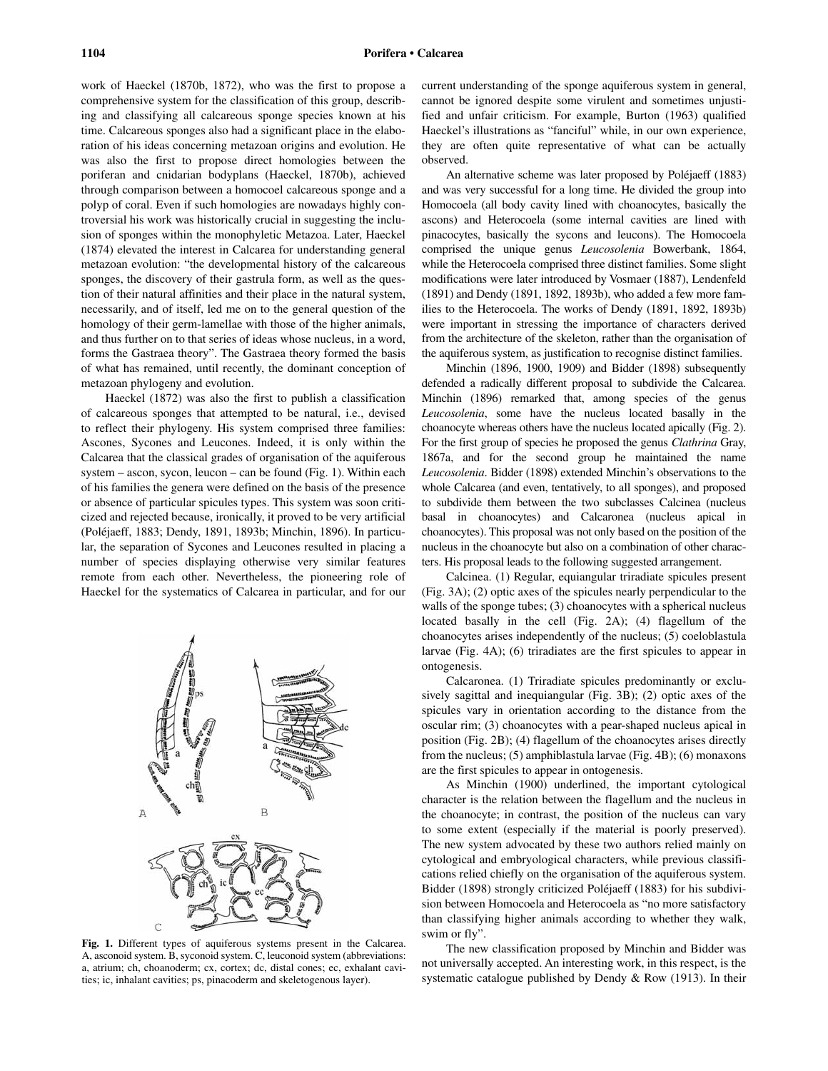work of Haeckel (1870b, 1872), who was the first to propose a comprehensive system for the classification of this group, describing and classifying all calcareous sponge species known at his time. Calcareous sponges also had a significant place in the elaboration of his ideas concerning metazoan origins and evolution. He was also the first to propose direct homologies between the poriferan and cnidarian bodyplans (Haeckel, 1870b), achieved through comparison between a homocoel calcareous sponge and a polyp of coral. Even if such homologies are nowadays highly controversial his work was historically crucial in suggesting the inclusion of sponges within the monophyletic Metazoa. Later, Haeckel (1874) elevated the interest in Calcarea for understanding general metazoan evolution: "the developmental history of the calcareous sponges, the discovery of their gastrula form, as well as the question of their natural affinities and their place in the natural system, necessarily, and of itself, led me on to the general question of the homology of their germ-lamellae with those of the higher animals, and thus further on to that series of ideas whose nucleus, in a word, forms the Gastraea theory". The Gastraea theory formed the basis of what has remained, until recently, the dominant conception of metazoan phylogeny and evolution.

Haeckel (1872) was also the first to publish a classification of calcareous sponges that attempted to be natural, i.e., devised to reflect their phylogeny. His system comprised three families: Ascones, Sycones and Leucones. Indeed, it is only within the Calcarea that the classical grades of organisation of the aquiferous system – ascon, sycon, leucon – can be found (Fig. 1). Within each of his families the genera were defined on the basis of the presence or absence of particular spicules types. This system was soon criticized and rejected because, ironically, it proved to be very artificial (Poléjaeff, 1883; Dendy, 1891, 1893b; Minchin, 1896). In particular, the separation of Sycones and Leucones resulted in placing a number of species displaying otherwise very similar features remote from each other. Nevertheless, the pioneering role of Haeckel for the systematics of Calcarea in particular, and for our current understanding of the sponge aquiferous system in general, cannot be ignored despite some virulent and sometimes unjustified and unfair criticism. For example, Burton (1963) qualified Haeckel's illustrations as "fanciful" while, in our own experience, they are often quite representative of what can be actually observed.

**Fig. 1.** Different types of aquiferous systems present in the Calcarea. A, asconoid system. B, syconoid system. C, leuconoid system (abbreviations: a, atrium; ch, choanoderm; cx, cortex; dc, distal cones; ec, exhalant cavities; ic, inhalant cavities; ps, pinacoderm and skeletogenous layer).

An alternative scheme was later proposed by Poléjaeff (1883) and was very successful for a long time. He divided the group into Homocoela (all body cavity lined with choanocytes, basically the ascons) and Heterocoela (some internal cavities are lined with pinacocytes, basically the sycons and leucons). The Homocoela comprised the unique genus *Leucosolenia* Bowerbank, 1864, while the Heterocoela comprised three distinct families. Some slight modifications were later introduced by Vosmaer (1887), Lendenfeld (1891) and Dendy (1891, 1892, 1893b), who added a few more families to the Heterocoela. The works of Dendy (1891, 1892, 1893b) were important in stressing the importance of characters derived from the architecture of the skeleton, rather than the organisation of the aquiferous system, as justification to recognise distinct families.

Minchin (1896, 1900, 1909) and Bidder (1898) subsequently defended a radically different proposal to subdivide the Calcarea. Minchin (1896) remarked that, among species of the genus *Leucosolenia*, some have the nucleus located basally in the choanocyte whereas others have the nucleus located apically (Fig. 2). For the first group of species he proposed the genus *Clathrina* Gray, 1867a, and for the second group he maintained the name *Leucosolenia*. Bidder (1898) extended Minchin's observations to the whole Calcarea (and even, tentatively, to all sponges), and proposed to subdivide them between the two subclasses Calcinea (nucleus basal in choanocytes) and Calcaronea (nucleus apical in choanocytes). This proposal was not only based on the position of the nucleus in the choanocyte but also on a combination of other characters. His proposal leads to the following suggested arrangement.

Calcinea. (1) Regular, equiangular triradiate spicules present (Fig. 3A); (2) optic axes of the spicules nearly perpendicular to the walls of the sponge tubes; (3) choanocytes with a spherical nucleus located basally in the cell (Fig. 2A); (4) flagellum of the choanocytes arises independently of the nucleus; (5) coeloblastula larvae (Fig. 4A); (6) triradiates are the first spicules to appear in ontogenesis.

Calcaronea. (1) Triradiate spicules predominantly or exclusively sagittal and inequiangular (Fig. 3B); (2) optic axes of the spicules vary in orientation according to the distance from the oscular rim; (3) choanocytes with a pear-shaped nucleus apical in position (Fig. 2B); (4) flagellum of the choanocytes arises directly from the nucleus; (5) amphiblastula larvae (Fig. 4B); (6) monaxons are the first spicules to appear in ontogenesis.

As Minchin (1900) underlined, the important cytological character is the relation between the flagellum and the nucleus in the choanocyte; in contrast, the position of the nucleus can vary to some extent (especially if the material is poorly preserved). The new system advocated by these two authors relied mainly on cytological and embryological characters, while previous classifications relied chiefly on the organisation of the aquiferous system. Bidder (1898) strongly criticized Poléjaeff (1883) for his subdivision between Homocoela and Heterocoela as "no more satisfactory than classifying higher animals according to whether they walk, swim or fly".

The new classification proposed by Minchin and Bidder was not universally accepted. An interesting work, in this respect, is the systematic catalogue published by Dendy & Row (1913). In their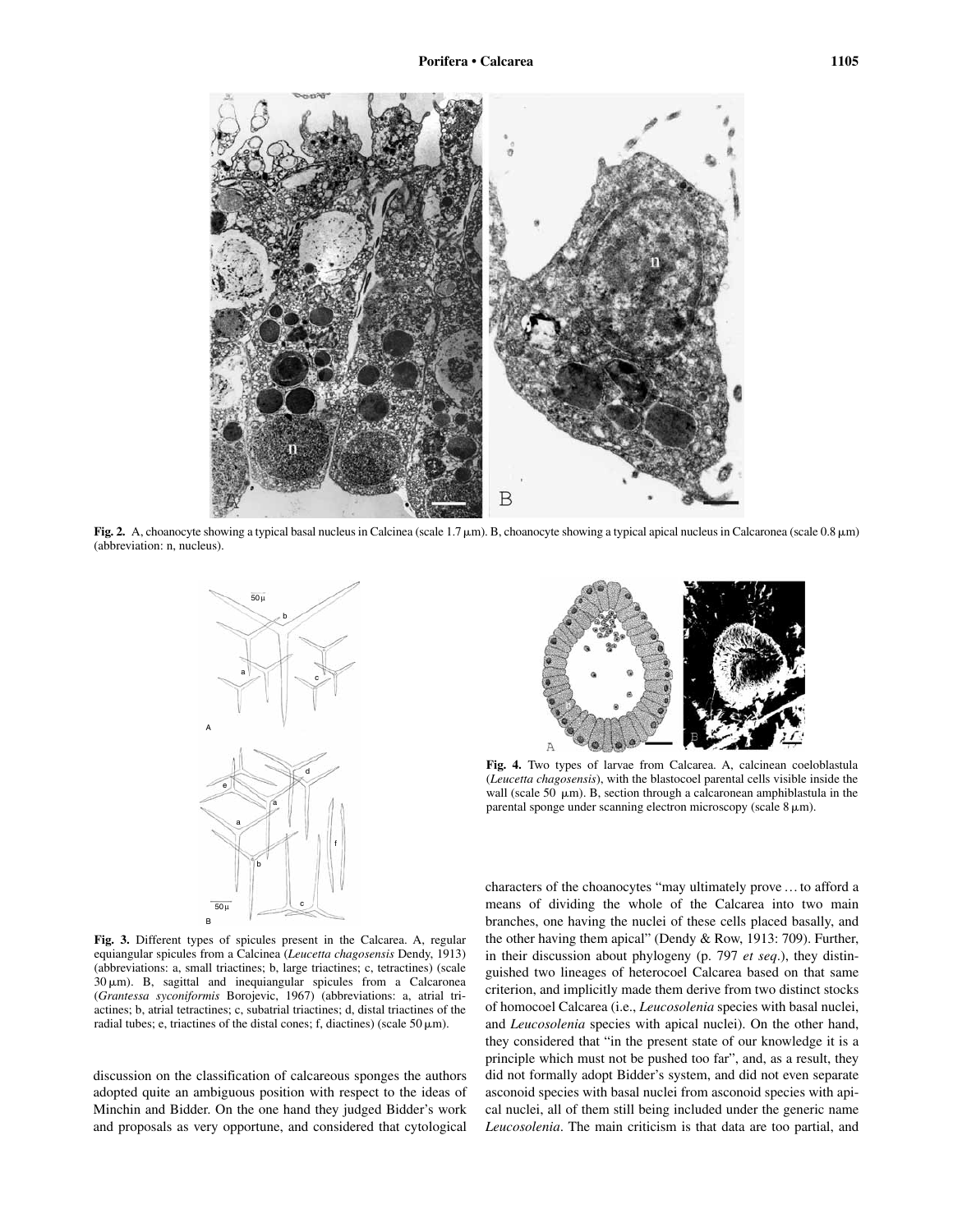Fig. 2. A, choanocyte showing a typical basal nucleus in Calcinea (scale 1.7 μm). B, choanocyte showing a typical apical nucleus in Calcaronea (scale 0.8 μm) (abbreviation: n, nucleus).

Fig. 3. Different types of spicules present in the Calcarea. A, regular equiangular spicules from a Calcinea (*Leucetta chagosensis* Dendy, 1913) (abbreviations: a, small triactines; b, large triactines; c, tetractines) (scale 30 μm). B, sagittal and inequiangular spicules from a Calcaronea (*Grantessa syconiformis* Borojevic, 1967) (abbreviations: a, atrial triactines; b, atrial tetractines; c, subatrial triactines; d, distal triactines of the radial tubes; e, triactines of the distal cones; f, diactines) (scale 50 μm).

Fig. 4. Two types of larvae from Calcarea. A, calcinean coeloblastula (*Leucetta chagosensis*), with the blastocoel parental cells visible inside the wall (scale 50 μm). B, section through a calcaronean amphiblastula in the parental sponge under scanning electron microscopy (scale 8 μm).

discussion on the classification of calcareous sponges the authors adopted quite an ambiguous position with respect to the ideas of Minchin and Bidder. On the one hand they judged Bidder's work and proposals as very opportune, and considered that cytological characters of the choanocytes "may ultimately prove … to afford a means of dividing the whole of the Calcarea into two main branches, one having the nuclei of these cells placed basally, and the other having them apical" (Dendy & Row, 1913: 709). Further, in their discussion about phylogeny (p. 797 *et seq*.), they distinguished two lineages of heterocoel Calcarea based on that same criterion, and implicitly made them derive from two distinct stocks of homocoel Calcarea (i.e., *Leucosolenia* species with basal nuclei, and *Leucosolenia* species with apical nuclei). On the other hand, they considered that "in the present state of our knowledge it is a principle which must not be pushed too far", and, as a result, they did not formally adopt Bidder's system, and did not even separate asconoid species with basal nuclei from asconoid species with apical nuclei, all of them still being included under the generic name *Leucosolenia*. The main criticism is that data are too partial, and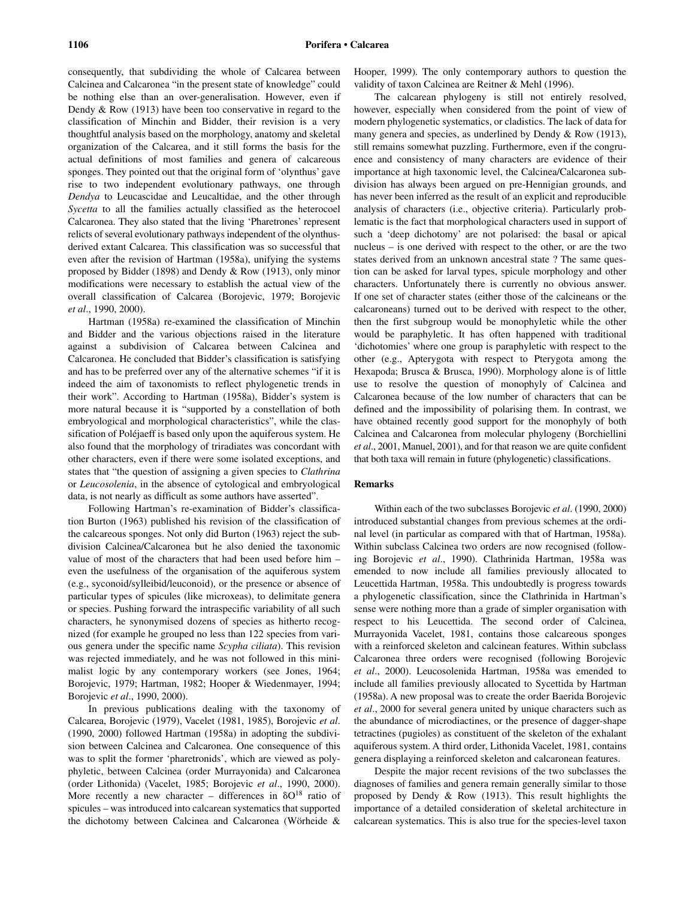consequently, that subdividing the whole of Calcarea between Calcinea and Calcaronea "in the present state of knowledge" could be nothing else than an over-generalisation. However, even if Dendy & Row (1913) have been too conservative in regard to the classification of Minchin and Bidder, their revision is a very thoughtful analysis based on the morphology, anatomy and skeletal organization of the Calcarea, and it still forms the basis for the actual definitions of most families and genera of calcareous sponges. They pointed out that the original form of 'olynthus' gave rise to two independent evolutionary pathways, one through *Dendya* to Leucascidae and Leucaltidae, and the other through *Sycetta* to all the families actually classified as the heterocoel Calcaronea. They also stated that the living 'Pharetrones' represent relicts of several evolutionary pathways independent of the olynthus-derived extant Calcarea. This classification was so successful that even after the revision of Hartman (1958a), unifying the systems proposed by Bidder (1898) and Dendy & Row (1913), only minor modifications were necessary to establish the actual view of the overall classification of Calcarea (Borojevic, 1979; Borojevic *et al*., 1990, 2000).

Hartman (1958a) re-examined the classification of Minchin and Bidder and the various objections raised in the literature against a subdivision of Calcarea between Calcinea and Calcaronea. He concluded that Bidder's classification is satisfying and has to be preferred over any of the alternative schemes "if it is indeed the aim of taxonomists to reflect phylogenetic trends in their work". According to Hartman (1958a), Bidder's system is more natural because it is "supported by a constellation of both embryological and morphological characteristics", while the classification of Poléjaeff is based only upon the aquiferous system. He also found that the morphology of triradiates was concordant with other characters, even if there were some isolated exceptions, and states that "the question of assigning a given species to *Clathrina* or *Leucosolenia*, in the absence of cytological and embryological data, is not nearly as difficult as some authors have asserted".

Following Hartman's re-examination of Bidder's classification Burton (1963) published his revision of the classification of the calcareous sponges. Not only did Burton (1963) reject the subdivision Calcinea/Calcaronea but he also denied the taxonomic value of most of the characters that had been used before him – even the usefulness of the organisation of the aquiferous system (e.g., syconoid/sylleibid/leuconoid), or the presence or absence of particular types of spicules (like microxeas), to delimitate genera or species. Pushing forward the intraspecific variability of all such characters, he synonymised dozens of species as hitherto recognized (for example he grouped no less than 122 species from various genera under the specific name *Scypha ciliata*). This revision was rejected immediately, and he was not followed in this minimalist logic by any contemporary workers (see Jones, 1964; Borojevic, 1979; Hartman, 1982; Hooper & Wiedenmayer, 1994; Borojevic *et al*., 1990, 2000).

In previous publications dealing with the taxonomy of Calcarea, Borojevic (1979), Vacelet (1981, 1985), Borojevic *et al*. (1990, 2000) followed Hartman (1958a) in adopting the subdivision between Calcinea and Calcaronea. One consequence of this was to split the former 'pharetronids', which are viewed as polyphyletic, between Calcinea (order Murrayonida) and Calcaronea (order Lithonida) (Vacelet, 1985; Borojevic *et al*., 1990, 2000). More recently a new character – differences in $\delta O^{18}$ ratio of spicules – was introduced into calcarean systematics that supported the dichotomy between Calcinea and Calcaronea (Wörheide & Hooper, 1999). The only contemporary authors to question the validity of taxon Calcinea are Reitner & Mehl (1996).

The calcarean phylogeny is still not entirely resolved, however, especially when considered from the point of view of modern phylogenetic systematics, or cladistics. The lack of data for many genera and species, as underlined by Dendy & Row (1913), still remains somewhat puzzling. Furthermore, even if the congruence and consistency of many characters are evidence of their importance at high taxonomic level, the Calcinea/Calcaronea subdivision has always been argued on pre-Hennigian grounds, and has never been inferred as the result of an explicit and reproducible analysis of characters (i.e., objective criteria). Particularly problematic is the fact that morphological characters used in support of such a 'deep dichotomy' are not polarised: the basal or apical nucleus – is one derived with respect to the other, or are the two states derived from an unknown ancestral state ? The same question can be asked for larval types, spicule morphology and other characters. Unfortunately there is currently no obvious answer. If one set of character states (either those of the calcineans or the calcaroneans) turned out to be derived with respect to the other, then the first subgroup would be monophyletic while the other would be paraphyletic. It has often happened with traditional 'dichotomies' where one group is paraphyletic with respect to the other (e.g., Apterygota with respect to Pterygota among the Hexapoda; Brusca & Brusca, 1990). Morphology alone is of little use to resolve the question of monophyly of Calcinea and Calcaronea because of the low number of characters that can be defined and the impossibility of polarising them. In contrast, we have obtained recently good support for the monophyly of both Calcinea and Calcaronea from molecular phylogeny (Borchiellini *et al*., 2001, Manuel, 2001), and for that reason we are quite confident that both taxa will remain in future (phylogenetic) classifications.

## Remarks

Within each of the two subclasses Borojevic *et al*. (1990, 2000) introduced substantial changes from previous schemes at the ordinal level (in particular as compared with that of Hartman, 1958a). Within subclass Calcinea two orders are now recognised (following Borojevic *et al*., 1990). Clathrinida Hartman, 1958a was emended to now include all families previously allocated to Leucettida Hartman, 1958a. This undoubtedly is progress towards a phylogenetic classification, since the Clathrinida in Hartman's sense were nothing more than a grade of simpler organisation with respect to his Leucettida. The second order of Calcinea, Murrayonida Vacelet, 1981, contains those calcareous sponges with a reinforced skeleton and calcinean features. Within subclass Calcaronea three orders were recognised (following Borojevic *et al*., 2000). Leucosolenida Hartman, 1958a was emended to include all families previously allocated to Sycettida by Hartman (1958a). A new proposal was to create the order Baerida Borojevic *et al*., 2000 for several genera united by unique characters such as the abundance of microdiactines, or the presence of dagger-shape tetractines (pugioles) as constituent of the skeleton of the exhalant aquiferous system. A third order, Lithonida Vacelet, 1981, contains genera displaying a reinforced skeleton and calcaronean features.

Despite the major recent revisions of the two subclasses the diagnoses of families and genera remain generally similar to those proposed by Dendy & Row (1913). This result highlights the importance of a detailed consideration of skeletal architecture in calcarean systematics. This is also true for the species-level taxon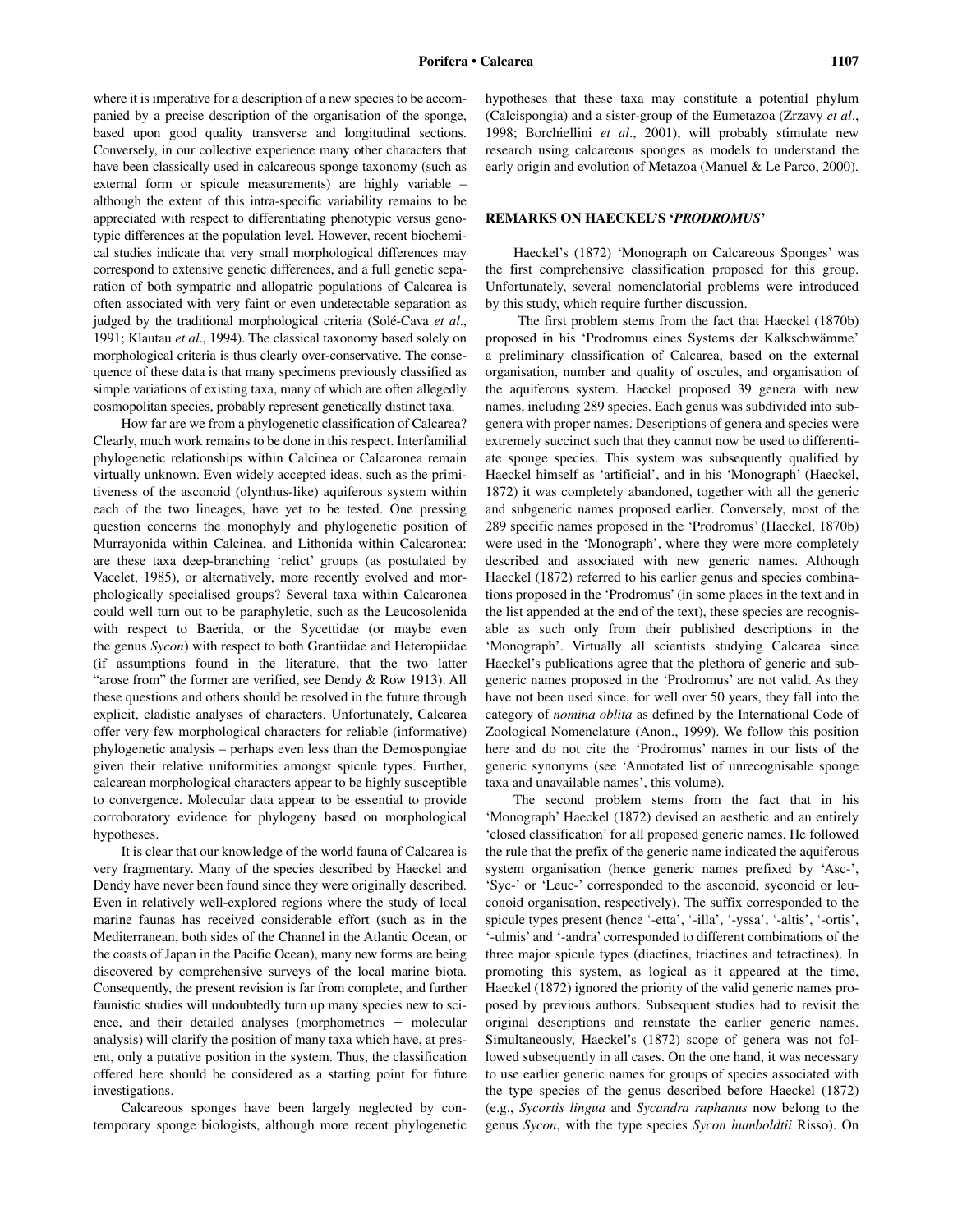where it is imperative for a description of a new species to be accompanied by a precise description of the organisation of the sponge, based upon good quality transverse and longitudinal sections. Conversely, in our collective experience many other characters that have been classically used in calcareous sponge taxonomy (such as external form or spicule measurements) are highly variable – although the extent of this intra-specific variability remains to be appreciated with respect to differentiating phenotypic versus genotypic differences at the population level. However, recent biochemical studies indicate that very small morphological differences may correspond to extensive genetic differences, and a full genetic separation of both sympatric and allopatric populations of Calcarea is often associated with very faint or even undetectable separation as judged by the traditional morphological criteria (Solé-Cava *et al*., 1991; Klautau *et al*., 1994). The classical taxonomy based solely on morphological criteria is thus clearly over-conservative. The consequence of these data is that many specimens previously classified as simple variations of existing taxa, many of which are often allegedly cosmopolitan species, probably represent genetically distinct taxa.

How far are we from a phylogenetic classification of Calcarea? Clearly, much work remains to be done in this respect. Interfamilial phylogenetic relationships within Calcinea or Calcaronea remain virtually unknown. Even widely accepted ideas, such as the primitiveness of the asconoid (olynthus-like) aquiferous system within each of the two lineages, have yet to be tested. One pressing question concerns the monophyly and phylogenetic position of Murrayonida within Calcinea, and Lithonida within Calcaronea: are these taxa deep-branching 'relict' groups (as postulated by Vacelet, 1985), or alternatively, more recently evolved and morphologically specialised groups? Several taxa within Calcaronea could well turn out to be paraphyletic, such as the Leucosolenida with respect to Baerida, or the Sycettidae (or maybe even the genus *Sycon*) with respect to both Grantiidae and Heteropiidae (if assumptions found in the literature, that the two latter "arose from" the former are verified, see Dendy & Row 1913). All these questions and others should be resolved in the future through explicit, cladistic analyses of characters. Unfortunately, Calcarea offer very few morphological characters for reliable (informative) phylogenetic analysis – perhaps even less than the Demospongiae given their relative uniformities amongst spicule types. Further, calcarean morphological characters appear to be highly susceptible to convergence. Molecular data appear to be essential to provide corroboratory evidence for phylogeny based on morphological hypotheses.

It is clear that our knowledge of the world fauna of Calcarea is very fragmentary. Many of the species described by Haeckel and Dendy have never been found since they were originally described. Even in relatively well-explored regions where the study of local marine faunas has received considerable effort (such as in the Mediterranean, both sides of the Channel in the Atlantic Ocean, or the coasts of Japan in the Pacific Ocean), many new forms are being discovered by comprehensive surveys of the local marine biota. Consequently, the present revision is far from complete, and further faunistic studies will undoubtedly turn up many species new to science, and their detailed analyses (morphometrics + molecular analysis) will clarify the position of many taxa which have, at present, only a putative position in the system. Thus, the classification offered here should be considered as a starting point for future investigations.

Calcareous sponges have been largely neglected by contemporary sponge biologists, although more recent phylogenetic hypotheses that these taxa may constitute a potential phylum (Calcispongia) and a sister-group of the Eumetazoa (Zrzavy *et al*., 1998; Borchiellini *et al*., 2001), will probably stimulate new research using calcareous sponges as models to understand the early origin and evolution of Metazoa (Manuel & Le Parco, 2000).

## REMARKS ON HAECKEL'S '*PRODROMUS*'

Haeckel's (1872) 'Monograph on Calcareous Sponges' was the first comprehensive classification proposed for this group. Unfortunately, several nomenclatorial problems were introduced by this study, which require further discussion.

The first problem stems from the fact that Haeckel (1870b) proposed in his 'Prodromus eines Systems der Kalkschwämme' a preliminary classification of Calcarea, based on the external organisation, number and quality of oscules, and organisation of the aquiferous system. Haeckel proposed 39 genera with new names, including 289 species. Each genus was subdivided into subgenera with proper names. Descriptions of genera and species were extremely succinct such that they cannot now be used to differentiate sponge species. This system was subsequently qualified by Haeckel himself as 'artificial', and in his 'Monograph' (Haeckel, 1872) it was completely abandoned, together with all the generic and subgeneric names proposed earlier. Conversely, most of the 289 specific names proposed in the 'Prodromus' (Haeckel, 1870b) were used in the 'Monograph', where they were more completely described and associated with new generic names. Although Haeckel (1872) referred to his earlier genus and species combinations proposed in the 'Prodromus' (in some places in the text and in the list appended at the end of the text), these species are recognisable as such only from their published descriptions in the 'Monograph'. Virtually all scientists studying Calcarea since Haeckel's publications agree that the plethora of generic and subgeneric names proposed in the 'Prodromus' are not valid. As they have not been used since, for well over 50 years, they fall into the category of *nomina oblita* as defined by the International Code of Zoological Nomenclature (Anon., 1999). We follow this position here and do not cite the 'Prodromus' names in our lists of the generic synonyms (see 'Annotated list of unrecognisable sponge taxa and unavailable names', this volume).

The second problem stems from the fact that in his 'Monograph' Haeckel (1872) devised an aesthetic and an entirely 'closed classification' for all proposed generic names. He followed the rule that the prefix of the generic name indicated the aquiferous system organisation (hence generic names prefixed by 'Asc-', 'Syc-' or 'Leuc-' corresponded to the asconoid, syconoid or leuconoid organisation, respectively). The suffix corresponded to the spicule types present (hence '-etta', '-illa', '-yssa', '-altis', '-ortis', '-ulmis' and '-andra' corresponded to different combinations of the three major spicule types (diactines, triactines and tetractines). In promoting this system, as logical as it appeared at the time, Haeckel (1872) ignored the priority of the valid generic names proposed by previous authors. Subsequent studies had to revisit the original descriptions and reinstate the earlier generic names. Simultaneously, Haeckel's (1872) scope of genera was not followed subsequently in all cases. On the one hand, it was necessary to use earlier generic names for groups of species associated with the type species of the genus described before Haeckel (1872) (e.g., *Sycortis lingua* and *Sycandra raphanus* now belong to the genus *Sycon*, with the type species *Sycon humboldtii* Risso). On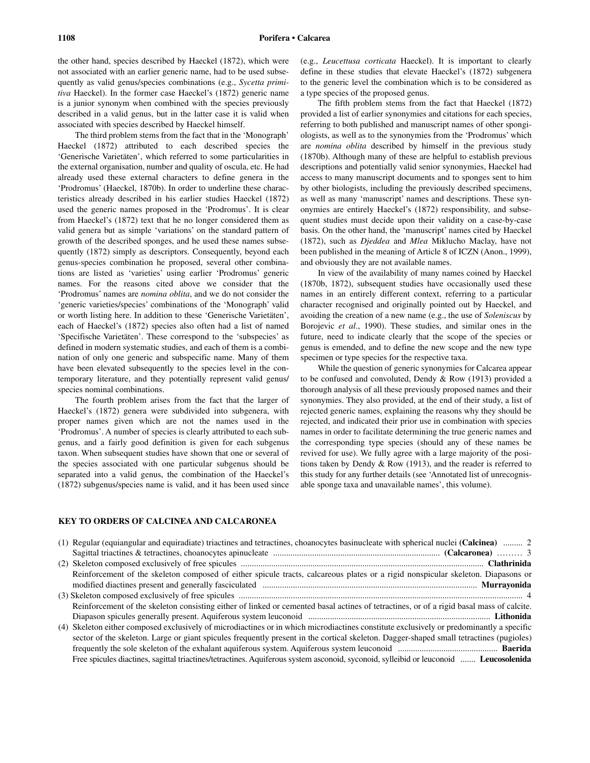the other hand, species described by Haeckel (1872), which were not associated with an earlier generic name, had to be used subsequently as valid genus/species combinations (e.g., *Sycetta primitiva* Haeckel). In the former case Haeckel's (1872) generic name is a junior synonym when combined with the species previously described in a valid genus, but in the latter case it is valid when associated with species described by Haeckel himself.

The third problem stems from the fact that in the 'Monograph' Haeckel (1872) attributed to each described species the 'Generische Varietäten', which referred to some particularities in the external organisation, number and quality of oscula, etc. He had already used these external characters to define genera in the 'Prodromus' (Haeckel, 1870b). In order to underline these characteristics already described in his earlier studies Haeckel (1872) used the generic names proposed in the 'Prodromus'. It is clear from Haeckel's (1872) text that he no longer considered them as valid genera but as simple 'variations' on the standard pattern of growth of the described sponges, and he used these names subsequently (1872) simply as descriptors. Consequently, beyond each genus-species combination he proposed, several other combinations are listed as 'varieties' using earlier 'Prodromus' generic names. For the reasons cited above we consider that the 'Prodromus' names are *nomina oblita*, and we do not consider the 'generic varieties/species' combinations of the 'Monograph' valid or worth listing here. In addition to these 'Generische Varietäten', each of Haeckel's (1872) species also often had a list of named 'Specifische Varietäten'. These correspond to the 'subspecies' as defined in modern systematic studies, and each of them is a combination of only one generic and subspecific name. Many of them have been elevated subsequently to the species level in the contemporary literature, and they potentially represent valid genus/species nominal combinations.

The fourth problem arises from the fact that the larger of Haeckel's (1872) genera were subdivided into subgenera, with proper names given which are not the names used in the 'Prodromus'. A number of species is clearly attributed to each subgenus, and a fairly good definition is given for each subgenus taxon. When subsequent studies have shown that one or several of the species associated with one particular subgenus should be separated into a valid genus, the combination of the Haeckel's (1872) subgenus/species name is valid, and it has been used since (e.g., *Leucettusa corticata* Haeckel). It is important to clearly define in these studies that elevate Haeckel's (1872) subgenera to the generic level the combination which is to be considered as a type species of the proposed genus.

The fifth problem stems from the fact that Haeckel (1872) provided a list of earlier synonymies and citations for each species, referring to both published and manuscript names of other spongiologists, as well as to the synonymies from the 'Prodromus' which are *nomina oblita* described by himself in the previous study (1870b). Although many of these are helpful to establish previous descriptions and potentially valid senior synonymies, Haeckel had access to many manuscript documents and to sponges sent to him by other biologists, including the previously described specimens, as well as many 'manuscript' names and descriptions. These synonymies are entirely Haeckel's (1872) responsibility, and subsequent studies must decide upon their validity on a case-by-case basis. On the other hand, the 'manuscript' names cited by Haeckel (1872), such as *Djeddea* and *Mlea* Miklucho Maclay, have not been published in the meaning of Article 8 of ICZN (Anon., 1999), and obviously they are not available names.

In view of the availability of many names coined by Haeckel (1870b, 1872), subsequent studies have occasionally used these names in an entirely different context, referring to a particular character recognised and originally pointed out by Haeckel, and avoiding the creation of a new name (e.g., the use of *Soleniscus* by Borojevic *et al*., 1990). These studies, and similar ones in the future, need to indicate clearly that the scope of the species or genus is emended, and to define the new scope and the new type specimen or type species for the respective taxa.

While the question of generic synonymies for Calcarea appear to be confused and convoluted, Dendy & Row (1913) provided a thorough analysis of all these previously proposed names and their synonymies. They also provided, at the end of their study, a list of rejected generic names, explaining the reasons why they should be rejected, and indicated their prior use in combination with species names in order to facilitate determining the true generic names and the corresponding type species (should any of these names be revived for use). We fully agree with a large majority of the positions taken by Dendy & Row (1913), and the reader is referred to this study for any further details (see 'Annotated list of unrecognisable sponge taxa and unavailable names', this volume).

## KEY TO ORDERS OF CALCINEA AND CALCARONEA

(1) Regular (equiangular and equiradiate) triactines and tetractines, choanocytes basinucleate with spherical nuclei **(Calcinea)** ......... 2
Sagittal triactines & tetractines, choanocytes apinucleate ............ **(Calcaronea)** ......... 3

(2) Skeleton composed exclusively of free spicules ............ **Clathrinida**
Reinforcement of the skeleton composed of either spicule tracts, calcareous plates or a rigid nonspicular skeleton. Diapasons or modified diactines present and generally fasciculated ............ **Murrayonida**

(3) Skeleton composed exclusively of free spicules ............ 4
Reinforcement of the skeleton consisting either of linked or cemented basal actines of tetractines, or of a rigid basal mass of calcite. Diapason spicules generally present. Aquiferous system leuconoid ............ **Lithonida**

(4) Skeleton either composed exclusively of microdiactines or in which microdiactines constitute exclusively or predominantly a specific sector of the skeleton. Large or giant spicules frequently present in the cortical skeleton. Dagger-shaped small tetractines (pugioles) frequently the sole skeleton of the exhalant aquiferous system. Aquiferous system leuconoid ............ **Baerida**
Free spicules diactines, sagittal triactines/tetractines. Aquiferous system asconoid, syconoid, sylleibid or leuconoid ....... **Leucosolenida**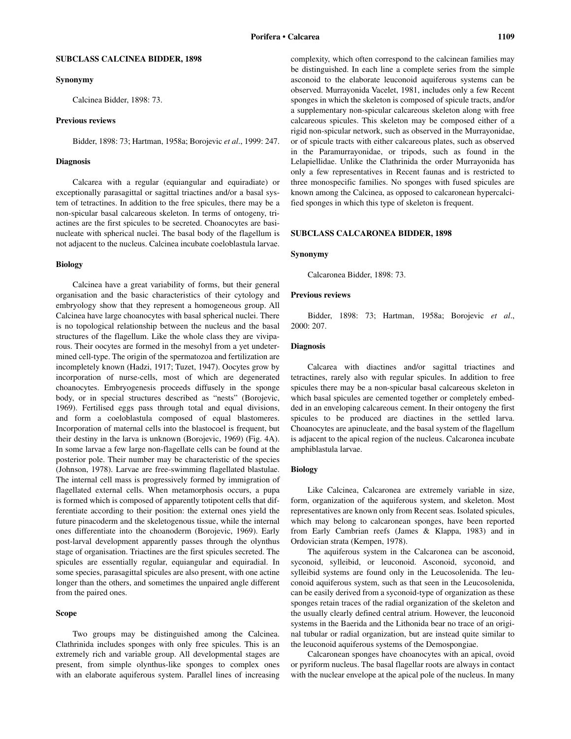## SUBCLASS CALCINEA BIDDER, 1898

### Synonymy

Calcinea Bidder, 1898: 73.

### Previous reviews

Bidder, 1898: 73; Hartman, 1958a; Borojevic *et al*., 1999: 247.

### Diagnosis

Calcarea with a regular (equiangular and equiradiate) or exceptionally parasagittal or sagittal triactines and/or a basal system of tetractines. In addition to the free spicules, there may be a non-spicular basal calcareous skeleton. In terms of ontogeny, triactines are the first spicules to be secreted. Choanocytes are basinucleate with spherical nuclei. The basal body of the flagellum is not adjacent to the nucleus. Calcinea incubate coeloblastula larvae.

### Biology

Calcinea have a great variability of forms, but their general organisation and the basic characteristics of their cytology and embryology show that they represent a homogeneous group. All Calcinea have large choanocytes with basal spherical nuclei. There is no topological relationship between the nucleus and the basal structures of the flagellum. Like the whole class they are viviparous. Their oocytes are formed in the mesohyl from a yet undetermined cell-type. The origin of the spermatozoa and fertilization are incompletely known (Hadzi, 1917; Tuzet, 1947). Oocytes grow by incorporation of nurse-cells, most of which are degenerated choanocytes. Embryogenesis proceeds diffusely in the sponge body, or in special structures described as "nests" (Borojevic, 1969). Fertilised eggs pass through total and equal divisions, and form a coeloblastula composed of equal blastomeres. Incorporation of maternal cells into the blastocoel is frequent, but their destiny in the larva is unknown (Borojevic, 1969) (Fig. 4A). In some larvae a few large non-flagellate cells can be found at the posterior pole. Their number may be characteristic of the species (Johnson, 1978). Larvae are free-swimming flagellated blastulae. The internal cell mass is progressively formed by immigration of flagellated external cells. When metamorphosis occurs, a pupa is formed which is composed of apparently totipotent cells that differentiate according to their position: the external ones yield the future pinacoderm and the skeletogenous tissue, while the internal ones differentiate into the choanoderm (Borojevic, 1969). Early post-larval development apparently passes through the olynthus stage of organisation. Triactines are the first spicules secreted. The spicules are essentially regular, equiangular and equiradial. In some species, parasagittal spicules are also present, with one actine longer than the others, and sometimes the unpaired angle different from the paired ones.

### Scope

Two groups may be distinguished among the Calcinea. Clathrinida includes sponges with only free spicules. This is an extremely rich and variable group. All developmental stages are present, from simple olynthus-like sponges to complex ones with an elaborate aquiferous system. Parallel lines of increasing complexity, which often correspond to the calcinean families may be distinguished. In each line a complete series from the simple asconoid to the elaborate leuconoid aquiferous systems can be observed. Murrayonida Vacelet, 1981, includes only a few Recent sponges in which the skeleton is composed of spicule tracts, and/or a supplementary non-spicular calcareous skeleton along with free calcareous spicules. This skeleton may be composed either of a rigid non-spicular network, such as observed in the Murrayonidae, or of spicule tracts with either calcareous plates, such as observed in the Paramurrayonidae, or tripods, such as found in the Lelapiellidae. Unlike the Clathrinida the order Murrayonida has only a few representatives in Recent faunas and is restricted to three monospecific families. No sponges with fused spicules are known among the Calcinea, as opposed to calcaronean hypercalcified sponges in which this type of skeleton is frequent.

## SUBCLASS CALCARONEA BIDDER, 1898

### Synonymy

Calcaronea Bidder, 1898: 73.

### Previous reviews

Bidder, 1898: 73; Hartman, 1958a; Borojevic *et al*., 2000: 207.

### Diagnosis

Calcarea with diactines and/or sagittal triactines and tetractines, rarely also with regular spicules. In addition to free spicules there may be a non-spicular basal calcareous skeleton in which basal spicules are cemented together or completely embedded in an enveloping calcareous cement. In their ontogeny the first spicules to be produced are diactines in the settled larva. Choanocytes are apinucleate, and the basal system of the flagellum is adjacent to the apical region of the nucleus. Calcaronea incubate amphiblastula larvae.

### Biology

Like Calcinea, Calcaronea are extremely variable in size, form, organization of the aquiferous system, and skeleton. Most representatives are known only from Recent seas. Isolated spicules, which may belong to calcaronean sponges, have been reported from Early Cambrian reefs (James & Klappa, 1983) and in Ordovician strata (Kempen, 1978).

The aquiferous system in the Calcaronea can be asconoid, syconoid, sylleibid, or leuconoid. Asconoid, syconoid, and sylleibid systems are found only in the Leucosolenida. The leuconoid aquiferous system, such as that seen in the Leucosolenida, can be easily derived from a syconoid-type of organization as these sponges retain traces of the radial organization of the skeleton and the usually clearly defined central atrium. However, the leuconoid systems in the Baerida and the Lithonida bear no trace of an original tubular or radial organization, but are instead quite similar to the leuconoid aquiferous systems of the Demospongiae.

Calcaronean sponges have choanocytes with an apical, ovoid or pyriform nucleus. The basal flagellar roots are always in contact with the nuclear envelope at the apical pole of the nucleus. In many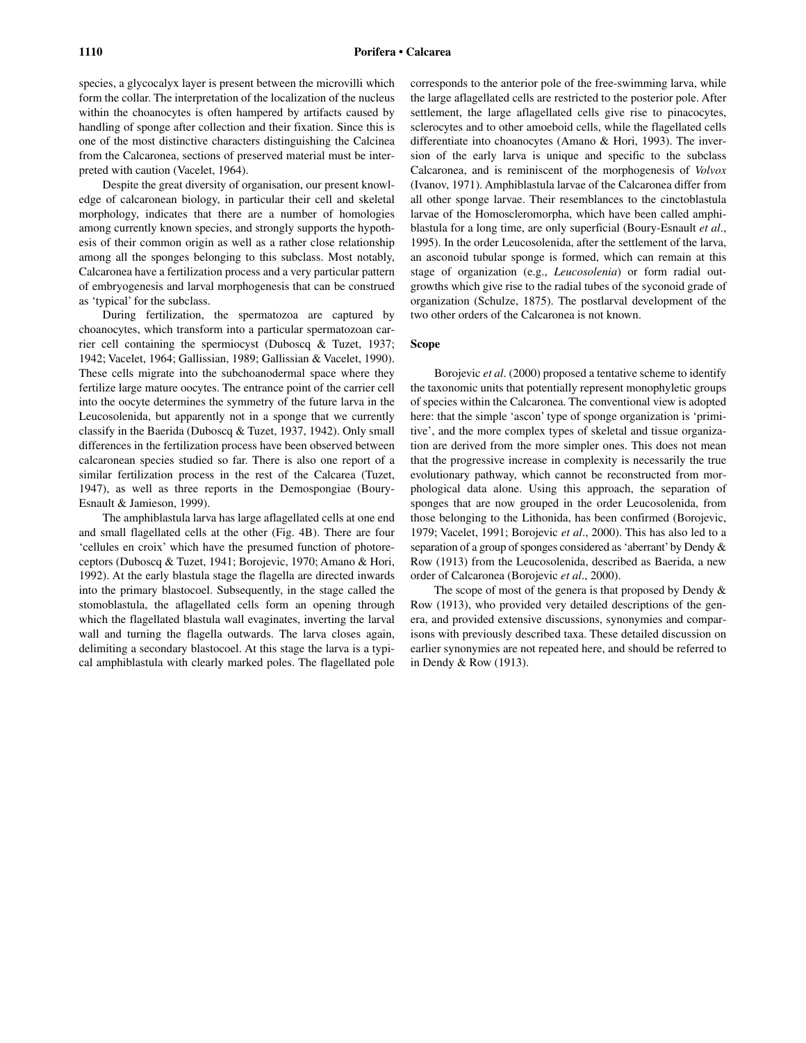species, a glycocalyx layer is present between the microvilli which form the collar. The interpretation of the localization of the nucleus within the choanocytes is often hampered by artifacts caused by handling of sponge after collection and their fixation. Since this is one of the most distinctive characters distinguishing the Calcinea from the Calcaronea, sections of preserved material must be interpreted with caution (Vacelet, 1964).

Despite the great diversity of organisation, our present knowledge of calcaronean biology, in particular their cell and skeletal morphology, indicates that there are a number of homologies among currently known species, and strongly supports the hypothesis of their common origin as well as a rather close relationship among all the sponges belonging to this subclass. Most notably, Calcaronea have a fertilization process and a very particular pattern of embryogenesis and larval morphogenesis that can be construed as 'typical' for the subclass.

During fertilization, the spermatozoa are captured by choanocytes, which transform into a particular spermatozoan carrier cell containing the spermiocyst (Duboscq & Tuzet, 1937; 1942; Vacelet, 1964; Gallissian, 1989; Gallissian & Vacelet, 1990). These cells migrate into the subchoanodermal space where they fertilize large mature oocytes. The entrance point of the carrier cell into the oocyte determines the symmetry of the future larva in the Leucosolenida, but apparently not in a sponge that we currently classify in the Baerida (Duboscq & Tuzet, 1937, 1942). Only small differences in the fertilization process have been observed between calcaronean species studied so far. There is also one report of a similar fertilization process in the rest of the Calcarea (Tuzet, 1947), as well as three reports in the Demospongiae (Boury-Esnault & Jamieson, 1999).

The amphiblastula larva has large aflagellated cells at one end and small flagellated cells at the other (Fig. 4B). There are four 'cellules en croix' which have the presumed function of photoreceptors (Duboscq & Tuzet, 1941; Borojevic, 1970; Amano & Hori, 1992). At the early blastula stage the flagella are directed inwards into the primary blastocoel. Subsequently, in the stage called the stomoblastula, the aflagellated cells form an opening through which the flagellated blastula wall evaginates, inverting the larval wall and turning the flagella outwards. The larva closes again, delimiting a secondary blastocoel. At this stage the larva is a typical amphiblastula with clearly marked poles. The flagellated pole corresponds to the anterior pole of the free-swimming larva, while the large aflagellated cells are restricted to the posterior pole. After settlement, the large aflagellated cells give rise to pinacocytes, sclerocytes and to other amoeboid cells, while the flagellated cells differentiate into choanocytes (Amano & Hori, 1993). The inversion of the early larva is unique and specific to the subclass Calcaronea, and is reminiscent of the morphogenesis of *Volvox* (Ivanov, 1971). Amphiblastula larvae of the Calcaronea differ from all other sponge larvae. Their resemblances to the cinctoblastula larvae of the Homoscleromorpha, which have been called amphiblastula for a long time, are only superficial (Boury-Esnault *et al*., 1995). In the order Leucosolenida, after the settlement of the larva, an asconoid tubular sponge is formed, which can remain at this stage of organization (e.g., *Leucosolenia*) or form radial outgrowths which give rise to the radial tubes of the syconoid grade of organization (Schulze, 1875). The postlarval development of the two other orders of the Calcaronea is not known.

## Scope

Borojevic *et al*. (2000) proposed a tentative scheme to identify the taxonomic units that potentially represent monophyletic groups of species within the Calcaronea. The conventional view is adopted here: that the simple 'ascon' type of sponge organization is 'primitive', and the more complex types of skeletal and tissue organization are derived from the more simpler ones. This does not mean that the progressive increase in complexity is necessarily the true evolutionary pathway, which cannot be reconstructed from morphological data alone. Using this approach, the separation of sponges that are now grouped in the order Leucosolenida, from those belonging to the Lithonida, has been confirmed (Borojevic, 1979; Vacelet, 1991; Borojevic *et al*., 2000). This has also led to a separation of a group of sponges considered as 'aberrant' by Dendy & Row (1913) from the Leucosolenida, described as Baerida, a new order of Calcaronea (Borojevic *et al*., 2000).

The scope of most of the genera is that proposed by Dendy & Row (1913), who provided very detailed descriptions of the genera, and provided extensive discussions, synonymies and comparisons with previously described taxa. These detailed discussion on earlier synonymies are not repeated here, and should be referred to in Dendy & Row (1913).